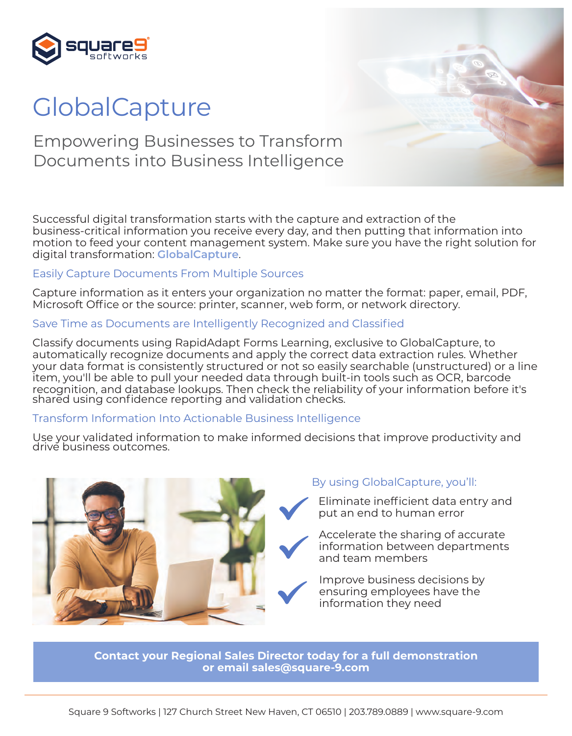# GlobalCapture

## Empowering Businesses to Transform Documents into Business Intelligence

Successful digital transformation starts with the capture and extraction of the business-critical information you receive every day, and then putting that information into motion to feed your content management system. Make sure you have the right solution for digital transformation: **GlobalCapture**.

### Easily Capture Documents From Multiple Sources

Capture information as it enters your organization no matter the format: paper, email, PDF, Microsoft Office or the source: printer, scanner, web form, or network directory.

### Save Time as Documents are Intelligently Recognized and Classified

Classify documents using RapidAdapt Forms Learning, exclusive to GlobalCapture, to automatically recognize documents and apply the correct data extraction rules. Whether your data format is consistently structured or not so easily searchable (unstructured) or a line item, you'll be able to pull your needed data through built-in tools such as OCR, barcode recognition, and database lookups. Then check the reliability of your information before it's shared using confidence reporting and validation checks.

### Transform Information Into Actionable Business Intelligence

Use your validated information to make informed decisions that improve productivity and drive business outcomes.

### By using GlobalCapture, you'll:

- Eliminate inefficient data entry and put an end to human error
- Accelerate the sharing of accurate information between departments and team members
- Improve business decisions by ensuring employees have the information they need

**Contact your Regional Sales Director today for a full demonstration or email sales@square-9.com**

Square 9 Softworks | 127 Church Street New Haven, CT 06510 | 203.789.0889 | www.square-9.com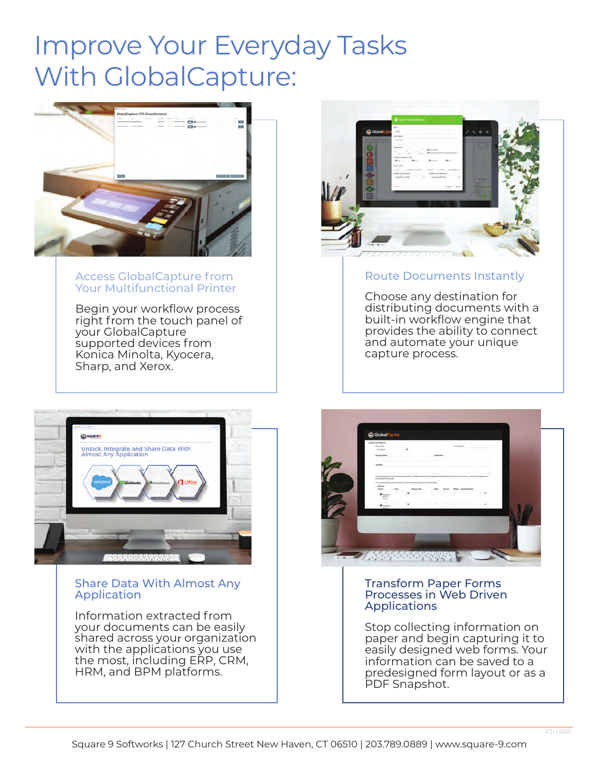# Improve Your Everyday Tasks With GlobalCapture:

### Access GlobalCapture from Your Multifunctional Printer

Begin your workflow process right from the touch panel of your GlobalCapture supported devices from Konica Minolta, Kyocera, Sharp, and Xerox.

### Route Documents Instantly

Choose any destination for distributing documents with a built-in workflow engine that provides the ability to connect and automate your unique capture process.

### Share Data With Almost Any Application

Information extracted from your documents can be easily shared across your organization with the applications you use the most, including ERP, CRM, HRM, and BPM platforms.

### Transform Paper Forms Processes in Web Driven Applications

Stop collecting information on paper and begin capturing it to easily designed web forms. Your information can be saved to a predesigned form layout or as a PDF Snapshot.

V2110620

Square 9 Softworks | 127 Church Street New Haven, CT 06510 | 203.789.0889 | www.square-9.com